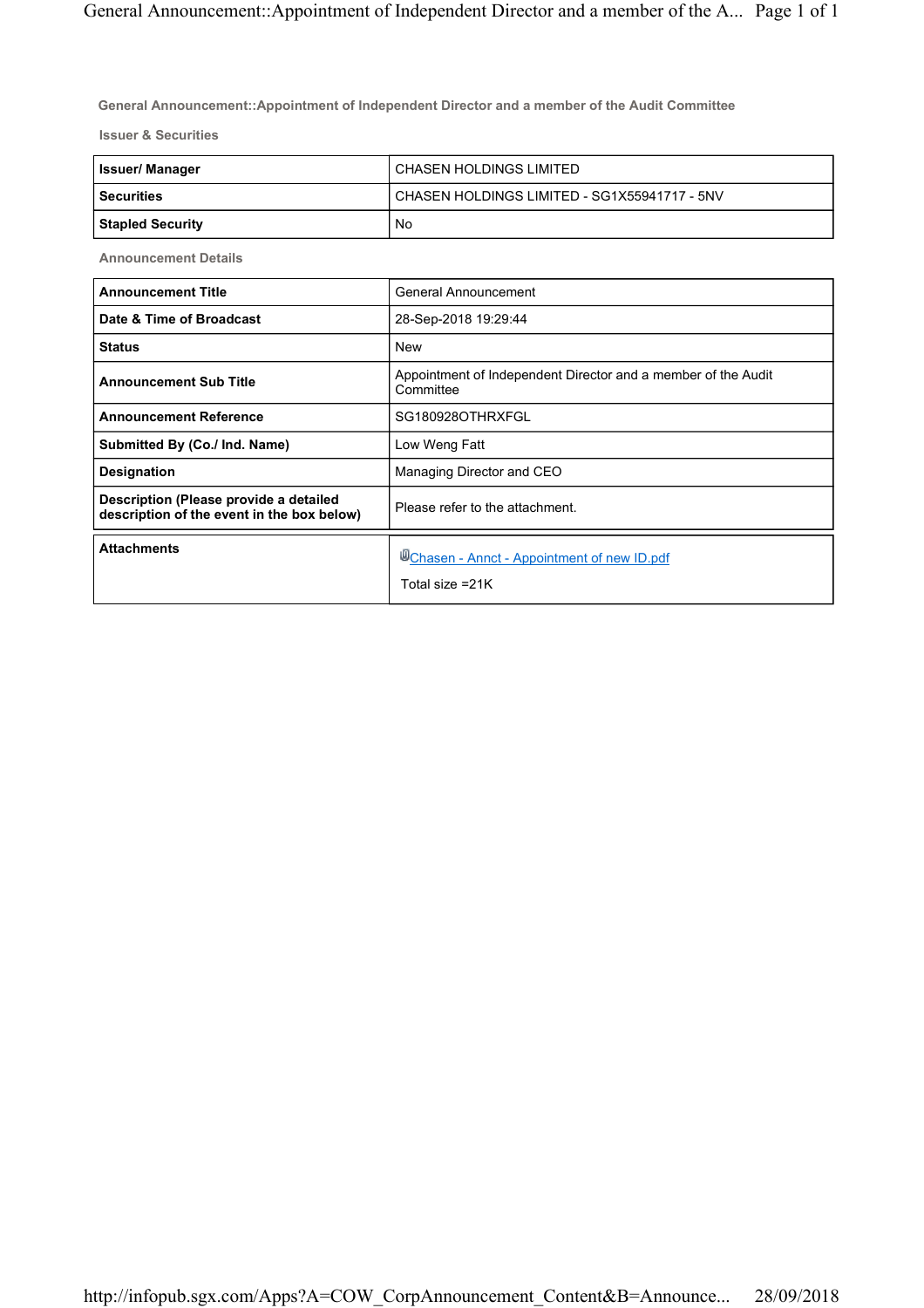## General Announcement::Appointment of Independent Director and a member of the Audit Committee

### Issuer & Securities

| Issuer/ Manager | CHASEN HOLDINGS LIMITED |
|---|---|
| Securities | CHASEN HOLDINGS LIMITED - SG1X55941717 - 5NV |
| Stapled Security | No |

### Announcement Details

| Announcement Title | General Announcement |
|---|---|
| Date & Time of Broadcast | 28-Sep-2018 19:29:44 |
| Status | New |
| Announcement Sub Title | Appointment of Independent Director and a member of the Audit Committee |
| Announcement Reference | SG180928OTHRXFGL |
| Submitted By (Co./ Ind. Name) | Low Weng Fatt |
| Designation | Managing Director and CEO |
| Description (Please provide a detailed description of the event in the box below) | Please refer to the attachment. |

| Attachments | Chasen - Annct - Appointment of new ID.pdf<br>Total size =21K |
|---|---|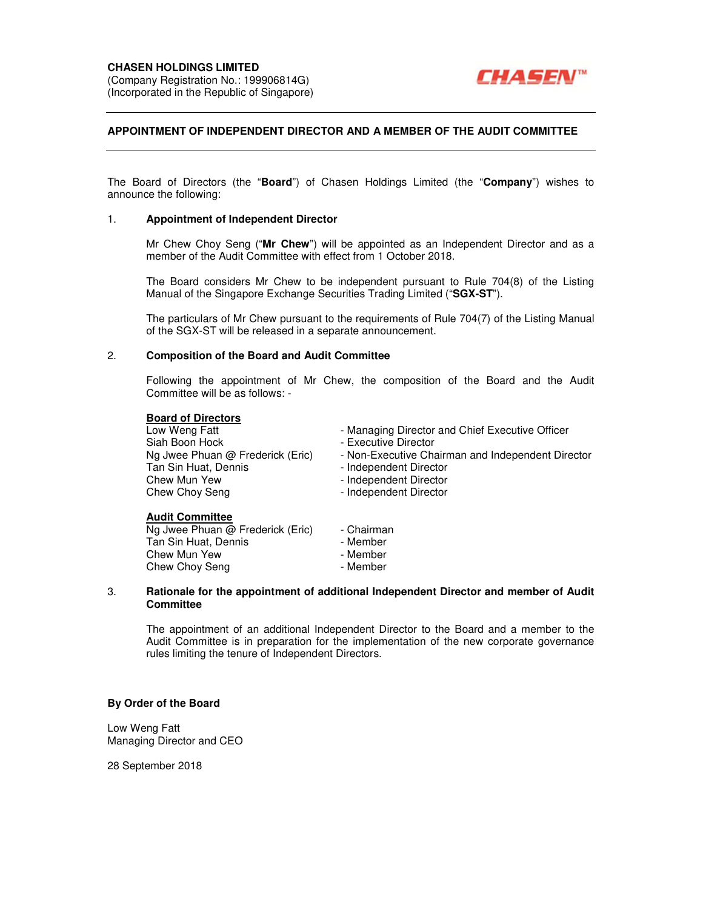**CHASEN HOLDINGS LIMITED**
(Company Registration No.: 199906814G)
(Incorporated in the Republic of Singapore)

CHASEN™

---

## APPOINTMENT OF INDEPENDENT DIRECTOR AND A MEMBER OF THE AUDIT COMMITTEE

---

The Board of Directors (the "**Board**") of Chasen Holdings Limited (the "**Company**") wishes to announce the following:

1. **Appointment of Independent Director**

   Mr Chew Choy Seng ("**Mr Chew**") will be appointed as an Independent Director and as a member of the Audit Committee with effect from 1 October 2018.

   The Board considers Mr Chew to be independent pursuant to Rule 704(8) of the Listing Manual of the Singapore Exchange Securities Trading Limited ("**SGX-ST**").

   The particulars of Mr Chew pursuant to the requirements of Rule 704(7) of the Listing Manual of the SGX-ST will be released in a separate announcement.

2. **Composition of the Board and Audit Committee**

   Following the appointment of Mr Chew, the composition of the Board and the Audit Committee will be as follows: -

   **Board of Directors**

| | |
|---|---|
| Low Weng Fatt | - Managing Director and Chief Executive Officer |
| Siah Boon Hock | - Executive Director |
| Ng Jwee Phuan @ Frederick (Eric) | - Non-Executive Chairman and Independent Director |
| Tan Sin Huat, Dennis | - Independent Director |
| Chew Mun Yew | - Independent Director |
| Chew Choy Seng | - Independent Director |

   **Audit Committee**

| | |
|---|---|
| Ng Jwee Phuan @ Frederick (Eric) | - Chairman |
| Tan Sin Huat, Dennis | - Member |
| Chew Mun Yew | - Member |
| Chew Choy Seng | - Member |

3. **Rationale for the appointment of additional Independent Director and member of Audit Committee**

   The appointment of an additional Independent Director to the Board and a member to the Audit Committee is in preparation for the implementation of the new corporate governance rules limiting the tenure of Independent Directors.

**By Order of the Board**

Low Weng Fatt
Managing Director and CEO

28 September 2018